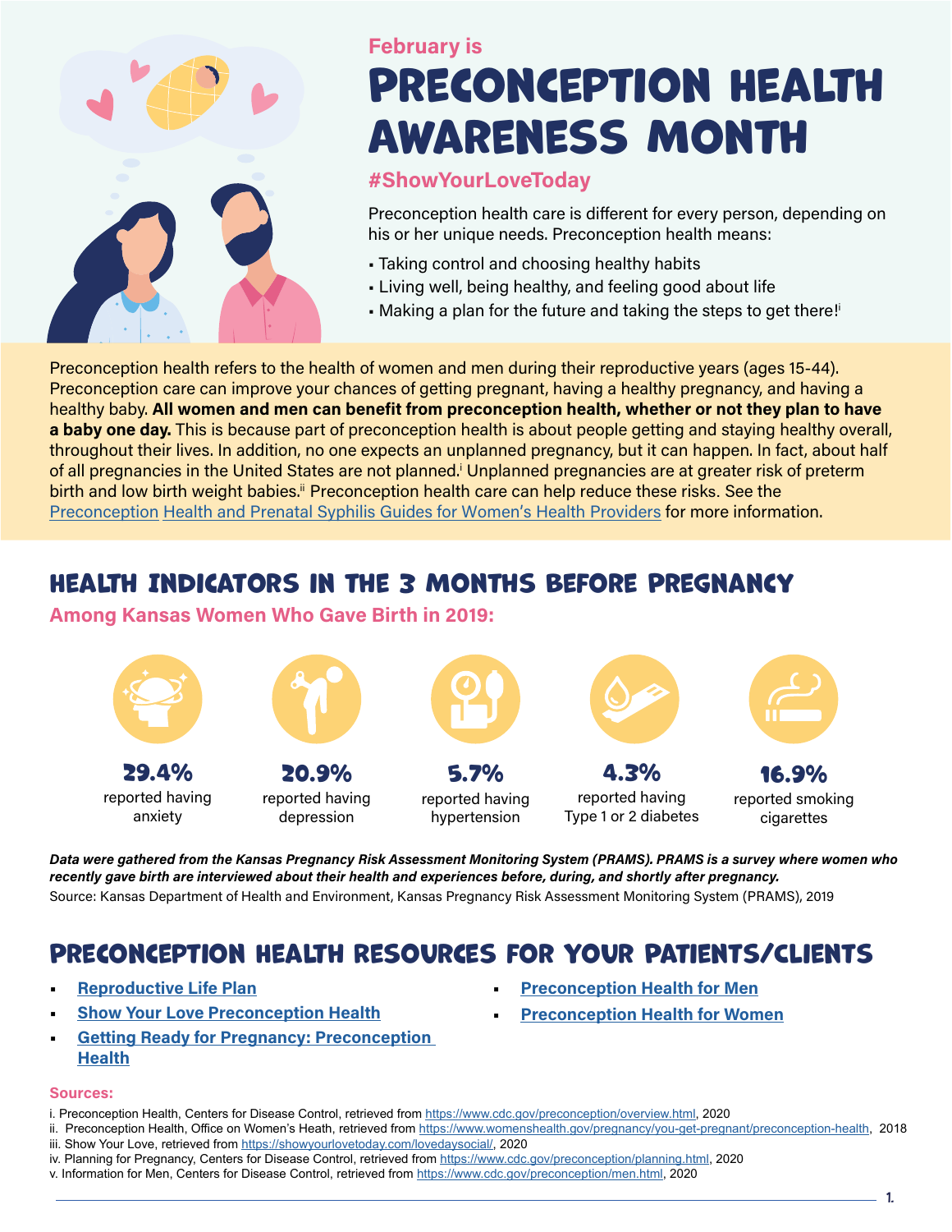February is

# PRECONCEPTION HEALTH AWARENESS MONTH

**#ShowYourLoveToday**

Preconception health care is different for every person, depending on his or her unique needs. Preconception health means:

- Taking control and choosing healthy habits
- Living well, being healthy, and feeling good about life
- Making a plan for the future and taking the steps to get there![i]

Preconception health refers to the health of women and men during their reproductive years (ages 15-44). Preconception care can improve your chances of getting pregnant, having a healthy pregnancy, and having a healthy baby. **All women and men can benefit from preconception health, whether or not they plan to have a baby one day.** This is because part of preconception health is about people getting and staying healthy overall, throughout their lives. In addition, no one expects an unplanned pregnancy, but it can happen. In fact, about half of all pregnancies in the United States are not planned.[i] Unplanned pregnancies are at greater risk of preterm birth and low birth weight babies.[ii] Preconception health care can help reduce these risks. See the Preconception Health and Prenatal Syphilis Guides for Women's Health Providers for more information.

## HEALTH INDICATORS IN THE 3 MONTHS BEFORE PREGNANCY

**Among Kansas Women Who Gave Birth in 2019:**

- **29.4%** reported having anxiety
- **20.9%** reported having depression
- **5.7%** reported having hypertension
- **4.3%** reported having Type 1 or 2 diabetes
- **16.9%** reported smoking cigarettes

***Data were gathered from the Kansas Pregnancy Risk Assessment Monitoring System (PRAMS). PRAMS is a survey where women who recently gave birth are interviewed about their health and experiences before, during, and shortly after pregnancy.***

Source: Kansas Department of Health and Environment, Kansas Pregnancy Risk Assessment Monitoring System (PRAMS), 2019

## PRECONCEPTION HEALTH RESOURCES FOR YOUR PATIENTS/CLIENTS

- Reproductive Life Plan
- Show Your Love Preconception Health
- Getting Ready for Pregnancy: Preconception Health
- Preconception Health for Men
- Preconception Health for Women

**Sources:**

i. Preconception Health, Centers for Disease Control, retrieved from https://www.cdc.gov/preconception/overview.html, 2020
ii. Preconception Health, Office on Women's Heath, retrieved from https://www.womenshealth.gov/pregnancy/you-get-pregnant/preconception-health, 2018
iii. Show Your Love, retrieved from https://showyourlovetoday.com/lovedaysocial/, 2020
iv. Planning for Pregnancy, Centers for Disease Control, retrieved from https://www.cdc.gov/preconception/planning.html, 2020
v. Information for Men, Centers for Disease Control, retrieved from https://www.cdc.gov/preconception/men.html, 2020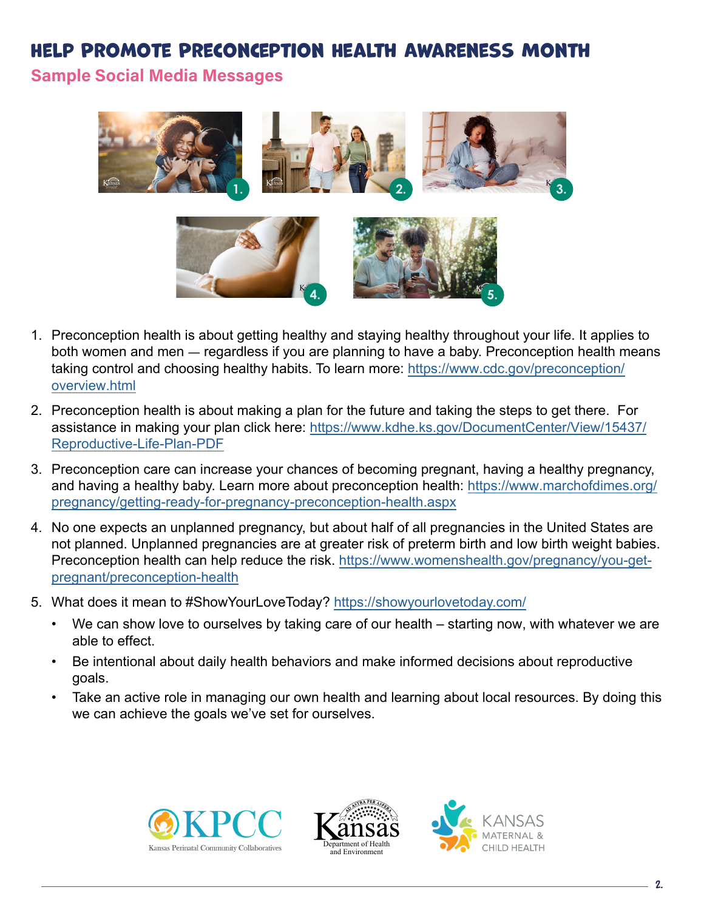# HELP PROMOTE PRECONCEPTION HEALTH AWARENESS MONTH

## Sample Social Media Messages

1. Preconception health is about getting healthy and staying healthy throughout your life. It applies to both women and men — regardless if you are planning to have a baby. Preconception health means taking control and choosing healthy habits. To learn more: https://www.cdc.gov/preconception/overview.html

2. Preconception health is about making a plan for the future and taking the steps to get there. For assistance in making your plan click here: https://www.kdhe.ks.gov/DocumentCenter/View/15437/Reproductive-Life-Plan-PDF

3. Preconception care can increase your chances of becoming pregnant, having a healthy pregnancy, and having a healthy baby. Learn more about preconception health: https://www.marchofdimes.org/pregnancy/getting-ready-for-pregnancy-preconception-health.aspx

4. No one expects an unplanned pregnancy, but about half of all pregnancies in the United States are not planned. Unplanned pregnancies are at greater risk of preterm birth and low birth weight babies. Preconception health can help reduce the risk. https://www.womenshealth.gov/pregnancy/you-get-pregnant/preconception-health

5. What does it mean to #ShowYourLoveToday? https://showyourlovetoday.com/
   - We can show love to ourselves by taking care of our health – starting now, with whatever we are able to effect.
   - Be intentional about daily health behaviors and make informed decisions about reproductive goals.
   - Take an active role in managing our own health and learning about local resources. By doing this we can achieve the goals we've set for ourselves.

KPCC Kansas Perinatal Community Collaboratives

Kansas Department of Health and Environment

KANSAS MATERNAL & CHILD HEALTH